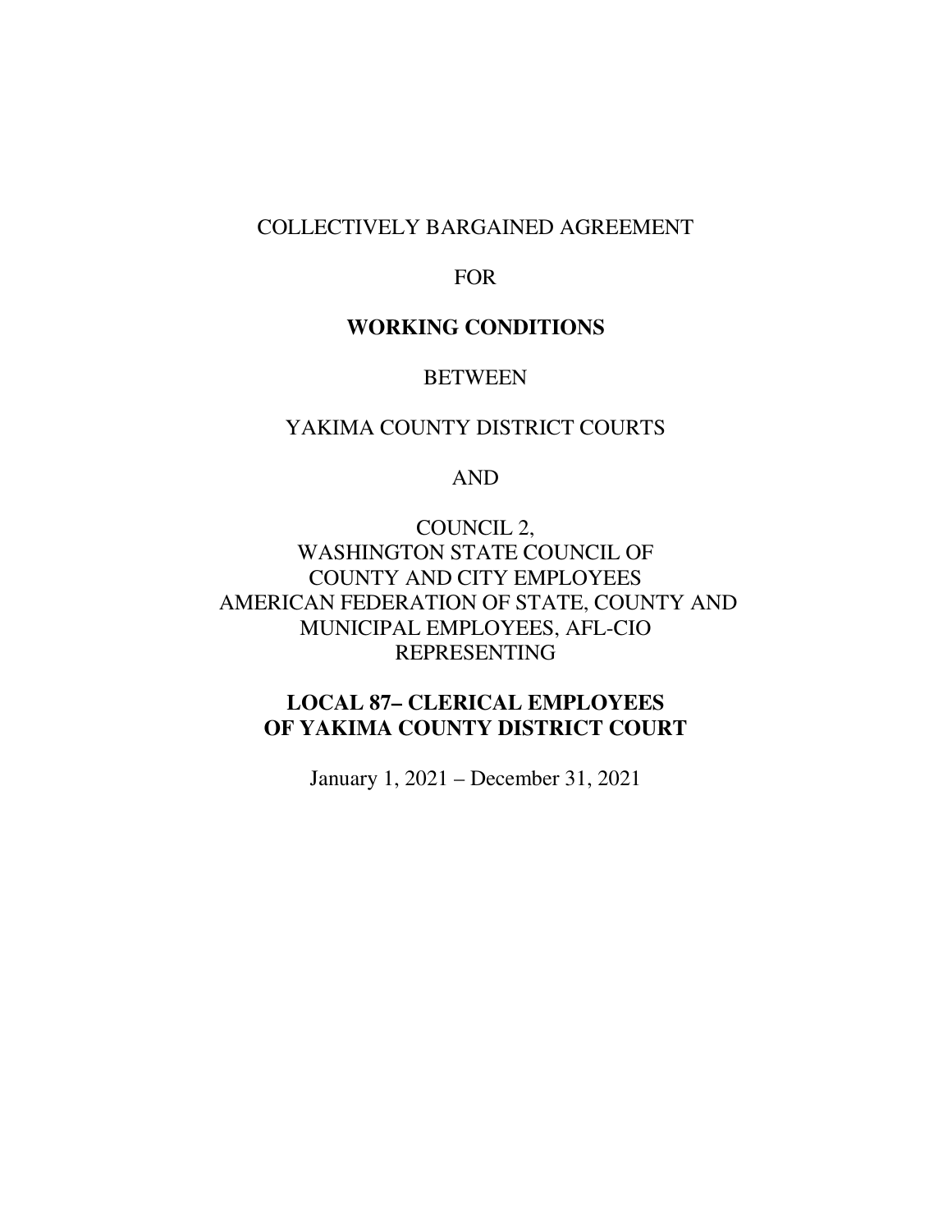COLLECTIVELY BARGAINED AGREEMENT

FOR

**WORKING CONDITIONS**

BETWEEN

YAKIMA COUNTY DISTRICT COURTS

AND

COUNCIL 2,
WASHINGTON STATE COUNCIL OF
COUNTY AND CITY EMPLOYEES
AMERICAN FEDERATION OF STATE, COUNTY AND
MUNICIPAL EMPLOYEES, AFL-CIO
REPRESENTING

**LOCAL 87– CLERICAL EMPLOYEES**
**OF YAKIMA COUNTY DISTRICT COURT**

January 1, 2021 – December 31, 2021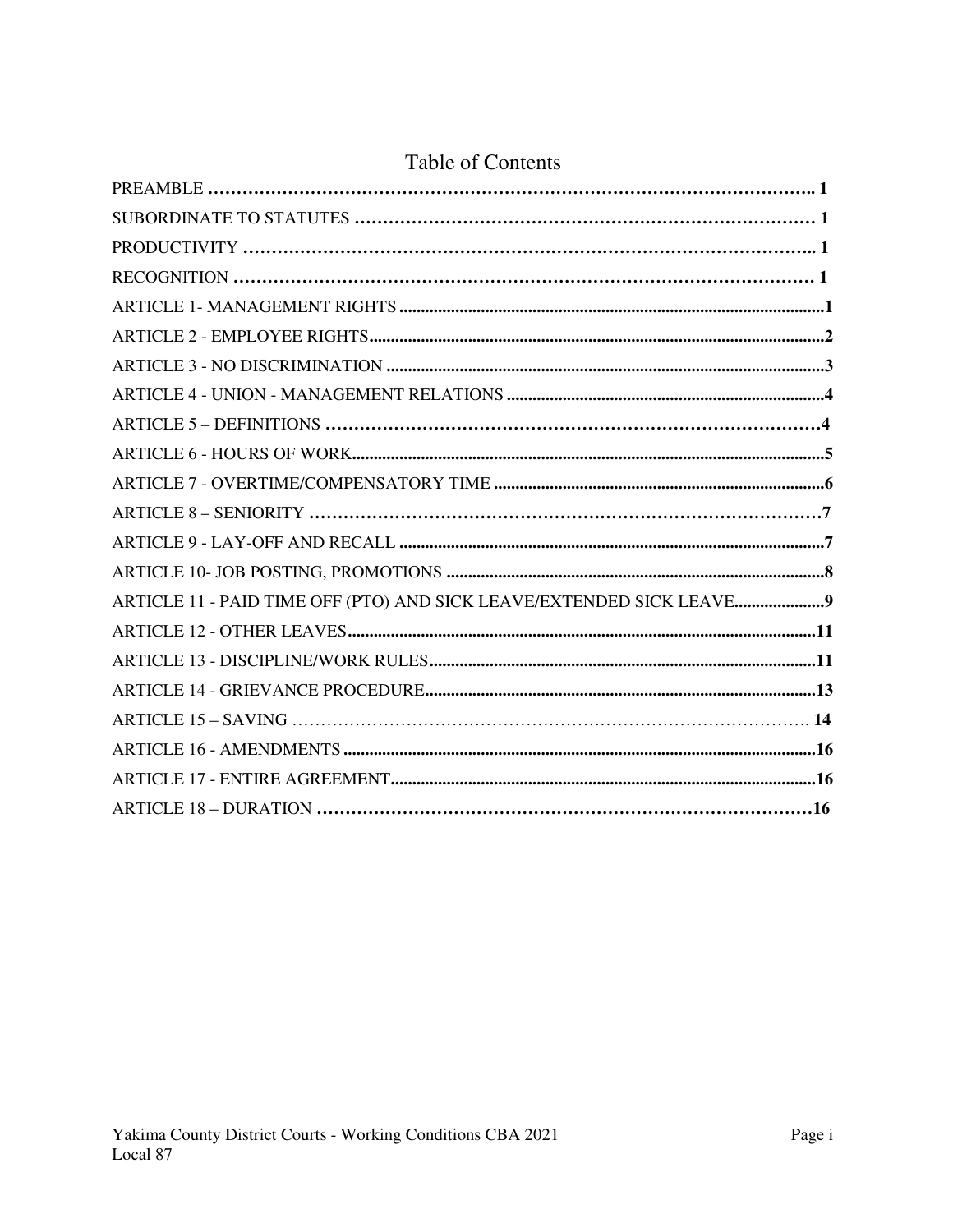# Table of Contents

PREAMBLE .......... 1

SUBORDINATE TO STATUTES .......... 1

PRODUCTIVITY .......... 1

RECOGNITION .......... 1

ARTICLE 1- MANAGEMENT RIGHTS .......... 1

ARTICLE 2 - EMPLOYEE RIGHTS .......... 2

ARTICLE 3 - NO DISCRIMINATION .......... 3

ARTICLE 4 - UNION - MANAGEMENT RELATIONS .......... 4

ARTICLE 5 – DEFINITIONS .......... 4

ARTICLE 6 - HOURS OF WORK .......... 5

ARTICLE 7 - OVERTIME/COMPENSATORY TIME .......... 6

ARTICLE 8 – SENIORITY .......... 7

ARTICLE 9 - LAY-OFF AND RECALL .......... 7

ARTICLE 10- JOB POSTING, PROMOTIONS .......... 8

ARTICLE 11 - PAID TIME OFF (PTO) AND SICK LEAVE/EXTENDED SICK LEAVE .......... 9

ARTICLE 12 - OTHER LEAVES .......... 11

ARTICLE 13 - DISCIPLINE/WORK RULES .......... 11

ARTICLE 14 - GRIEVANCE PROCEDURE .......... 13

ARTICLE 15 – SAVING .......... 14

ARTICLE 16 - AMENDMENTS .......... 16

ARTICLE 17 - ENTIRE AGREEMENT .......... 16

ARTICLE 18 – DURATION .......... 16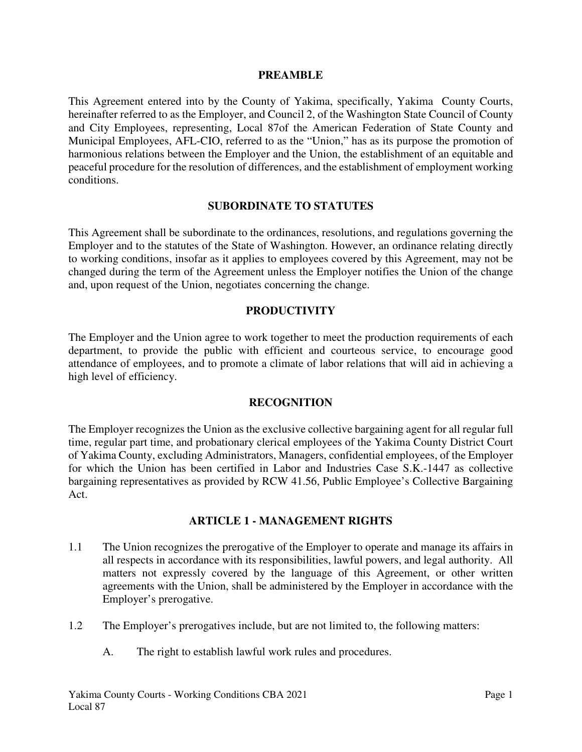## PREAMBLE

This Agreement entered into by the County of Yakima, specifically, Yakima County Courts, hereinafter referred to as the Employer, and Council 2, of the Washington State Council of County and City Employees, representing, Local 87of the American Federation of State County and Municipal Employees, AFL-CIO, referred to as the "Union," has as its purpose the promotion of harmonious relations between the Employer and the Union, the establishment of an equitable and peaceful procedure for the resolution of differences, and the establishment of employment working conditions.

## SUBORDINATE TO STATUTES

This Agreement shall be subordinate to the ordinances, resolutions, and regulations governing the Employer and to the statutes of the State of Washington. However, an ordinance relating directly to working conditions, insofar as it applies to employees covered by this Agreement, may not be changed during the term of the Agreement unless the Employer notifies the Union of the change and, upon request of the Union, negotiates concerning the change.

## PRODUCTIVITY

The Employer and the Union agree to work together to meet the production requirements of each department, to provide the public with efficient and courteous service, to encourage good attendance of employees, and to promote a climate of labor relations that will aid in achieving a high level of efficiency.

## RECOGNITION

The Employer recognizes the Union as the exclusive collective bargaining agent for all regular full time, regular part time, and probationary clerical employees of the Yakima County District Court of Yakima County, excluding Administrators, Managers, confidential employees, of the Employer for which the Union has been certified in Labor and Industries Case S.K.-1447 as collective bargaining representatives as provided by RCW 41.56, Public Employee's Collective Bargaining Act.

## ARTICLE 1 - MANAGEMENT RIGHTS

1.1 The Union recognizes the prerogative of the Employer to operate and manage its affairs in all respects in accordance with its responsibilities, lawful powers, and legal authority. All matters not expressly covered by the language of this Agreement, or other written agreements with the Union, shall be administered by the Employer in accordance with the Employer's prerogative.

1.2 The Employer's prerogatives include, but are not limited to, the following matters:

   A. The right to establish lawful work rules and procedures.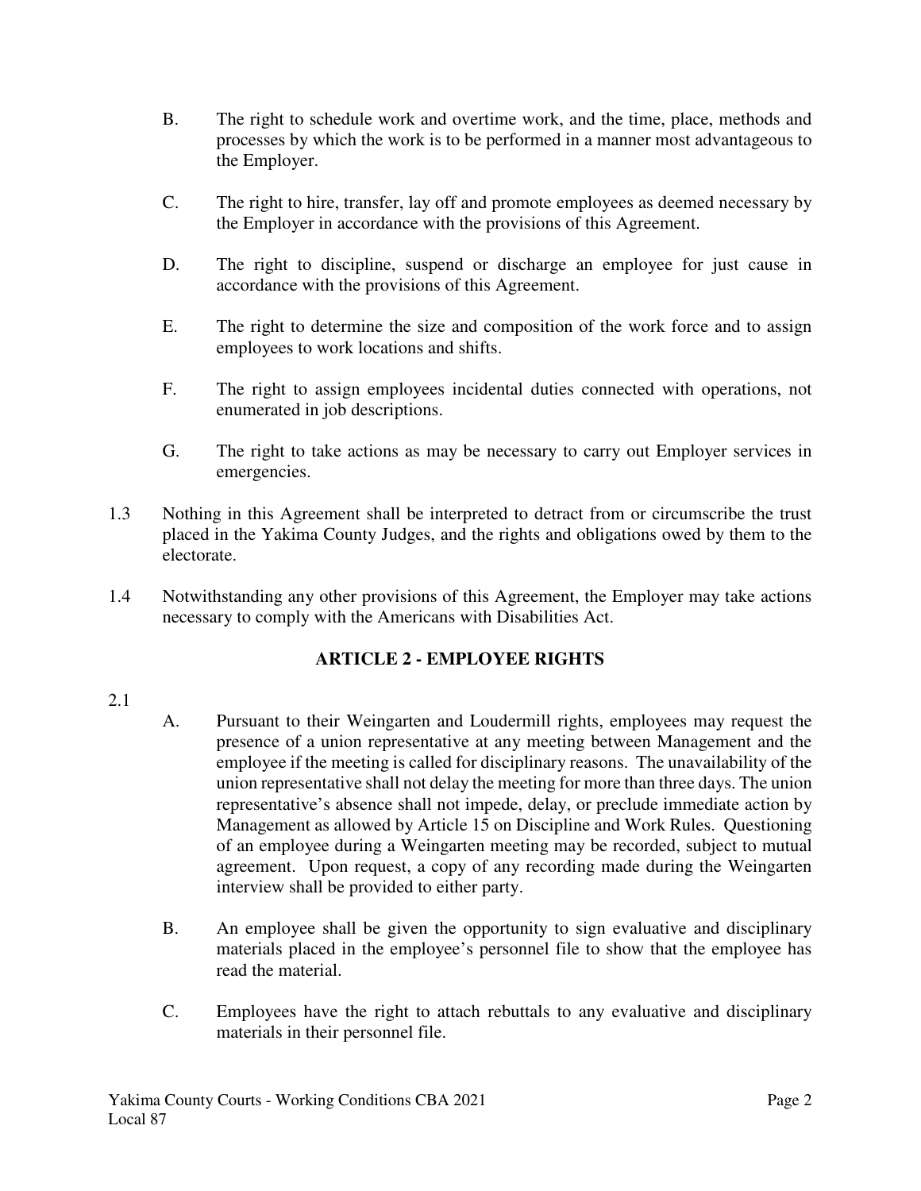B. The right to schedule work and overtime work, and the time, place, methods and processes by which the work is to be performed in a manner most advantageous to the Employer.

C. The right to hire, transfer, lay off and promote employees as deemed necessary by the Employer in accordance with the provisions of this Agreement.

D. The right to discipline, suspend or discharge an employee for just cause in accordance with the provisions of this Agreement.

E. The right to determine the size and composition of the work force and to assign employees to work locations and shifts.

F. The right to assign employees incidental duties connected with operations, not enumerated in job descriptions.

G. The right to take actions as may be necessary to carry out Employer services in emergencies.

1.3 Nothing in this Agreement shall be interpreted to detract from or circumscribe the trust placed in the Yakima County Judges, and the rights and obligations owed by them to the electorate.

1.4 Notwithstanding any other provisions of this Agreement, the Employer may take actions necessary to comply with the Americans with Disabilities Act.

## ARTICLE 2 - EMPLOYEE RIGHTS

2.1

A. Pursuant to their Weingarten and Loudermill rights, employees may request the presence of a union representative at any meeting between Management and the employee if the meeting is called for disciplinary reasons. The unavailability of the union representative shall not delay the meeting for more than three days. The union representative's absence shall not impede, delay, or preclude immediate action by Management as allowed by Article 15 on Discipline and Work Rules. Questioning of an employee during a Weingarten meeting may be recorded, subject to mutual agreement. Upon request, a copy of any recording made during the Weingarten interview shall be provided to either party.

B. An employee shall be given the opportunity to sign evaluative and disciplinary materials placed in the employee's personnel file to show that the employee has read the material.

C. Employees have the right to attach rebuttals to any evaluative and disciplinary materials in their personnel file.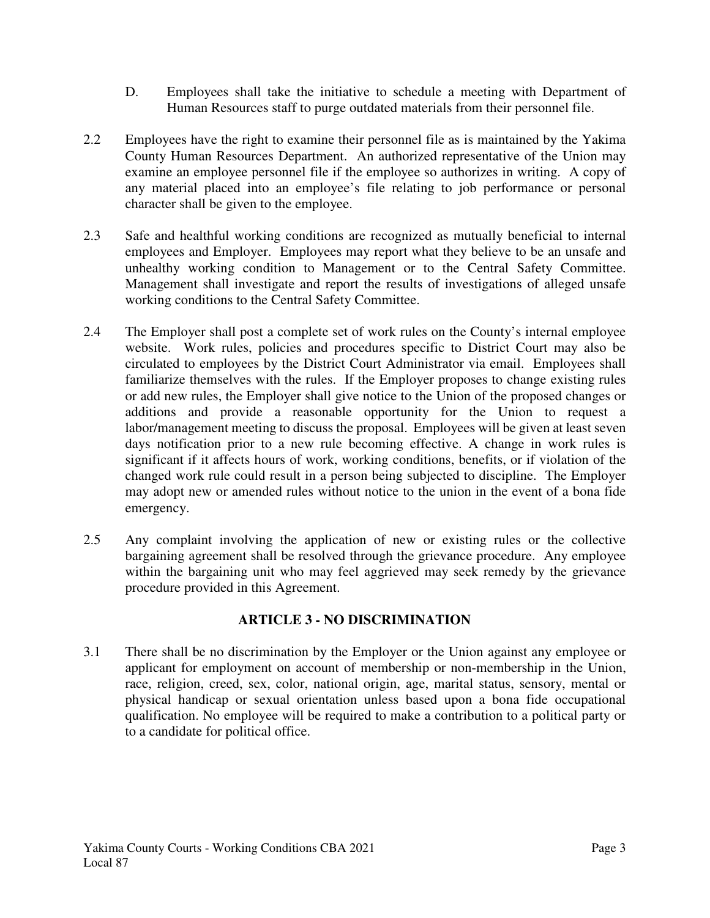D. Employees shall take the initiative to schedule a meeting with Department of Human Resources staff to purge outdated materials from their personnel file.

2.2 Employees have the right to examine their personnel file as is maintained by the Yakima County Human Resources Department. An authorized representative of the Union may examine an employee personnel file if the employee so authorizes in writing. A copy of any material placed into an employee's file relating to job performance or personal character shall be given to the employee.

2.3 Safe and healthful working conditions are recognized as mutually beneficial to internal employees and Employer. Employees may report what they believe to be an unsafe and unhealthy working condition to Management or to the Central Safety Committee. Management shall investigate and report the results of investigations of alleged unsafe working conditions to the Central Safety Committee.

2.4 The Employer shall post a complete set of work rules on the County's internal employee website. Work rules, policies and procedures specific to District Court may also be circulated to employees by the District Court Administrator via email. Employees shall familiarize themselves with the rules. If the Employer proposes to change existing rules or add new rules, the Employer shall give notice to the Union of the proposed changes or additions and provide a reasonable opportunity for the Union to request a labor/management meeting to discuss the proposal. Employees will be given at least seven days notification prior to a new rule becoming effective. A change in work rules is significant if it affects hours of work, working conditions, benefits, or if violation of the changed work rule could result in a person being subjected to discipline. The Employer may adopt new or amended rules without notice to the union in the event of a bona fide emergency.

2.5 Any complaint involving the application of new or existing rules or the collective bargaining agreement shall be resolved through the grievance procedure. Any employee within the bargaining unit who may feel aggrieved may seek remedy by the grievance procedure provided in this Agreement.

## ARTICLE 3 - NO DISCRIMINATION

3.1 There shall be no discrimination by the Employer or the Union against any employee or applicant for employment on account of membership or non-membership in the Union, race, religion, creed, sex, color, national origin, age, marital status, sensory, mental or physical handicap or sexual orientation unless based upon a bona fide occupational qualification. No employee will be required to make a contribution to a political party or to a candidate for political office.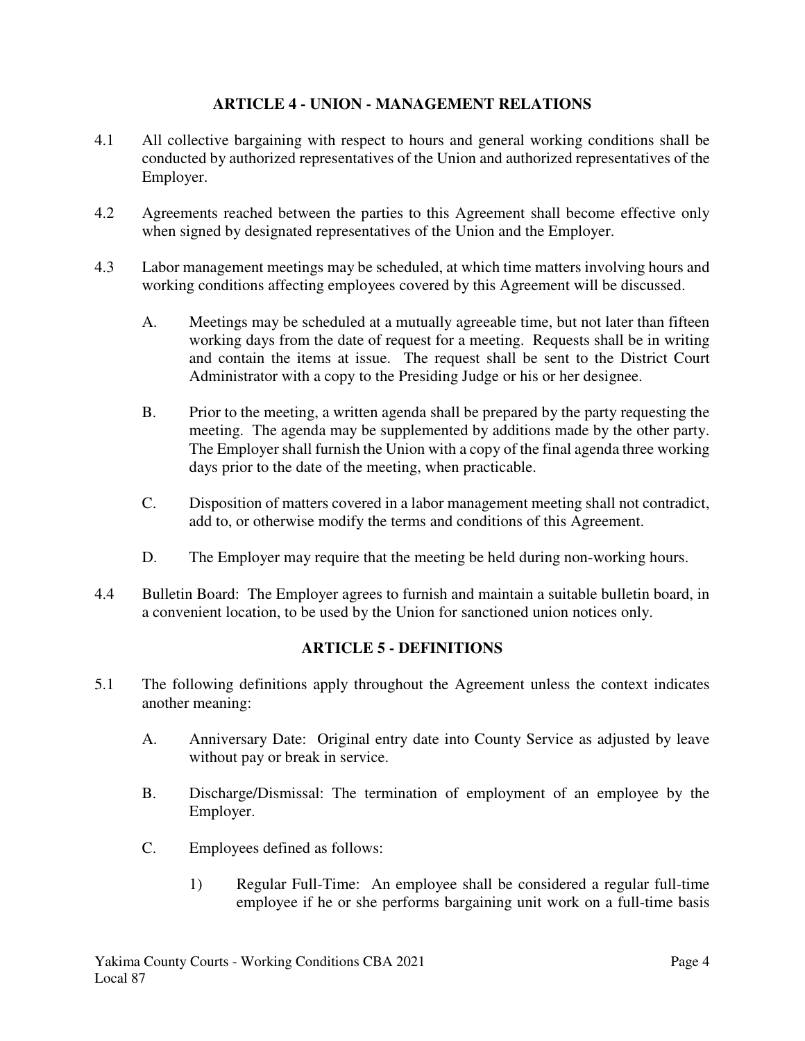## ARTICLE 4 - UNION - MANAGEMENT RELATIONS

4.1 All collective bargaining with respect to hours and general working conditions shall be conducted by authorized representatives of the Union and authorized representatives of the Employer.

4.2 Agreements reached between the parties to this Agreement shall become effective only when signed by designated representatives of the Union and the Employer.

4.3 Labor management meetings may be scheduled, at which time matters involving hours and working conditions affecting employees covered by this Agreement will be discussed.

   A. Meetings may be scheduled at a mutually agreeable time, but not later than fifteen working days from the date of request for a meeting. Requests shall be in writing and contain the items at issue. The request shall be sent to the District Court Administrator with a copy to the Presiding Judge or his or her designee.

   B. Prior to the meeting, a written agenda shall be prepared by the party requesting the meeting. The agenda may be supplemented by additions made by the other party. The Employer shall furnish the Union with a copy of the final agenda three working days prior to the date of the meeting, when practicable.

   C. Disposition of matters covered in a labor management meeting shall not contradict, add to, or otherwise modify the terms and conditions of this Agreement.

   D. The Employer may require that the meeting be held during non-working hours.

4.4 Bulletin Board: The Employer agrees to furnish and maintain a suitable bulletin board, in a convenient location, to be used by the Union for sanctioned union notices only.

## ARTICLE 5 - DEFINITIONS

5.1 The following definitions apply throughout the Agreement unless the context indicates another meaning:

   A. Anniversary Date: Original entry date into County Service as adjusted by leave without pay or break in service.

   B. Discharge/Dismissal: The termination of employment of an employee by the Employer.

   C. Employees defined as follows:

      1) Regular Full-Time: An employee shall be considered a regular full-time employee if he or she performs bargaining unit work on a full-time basis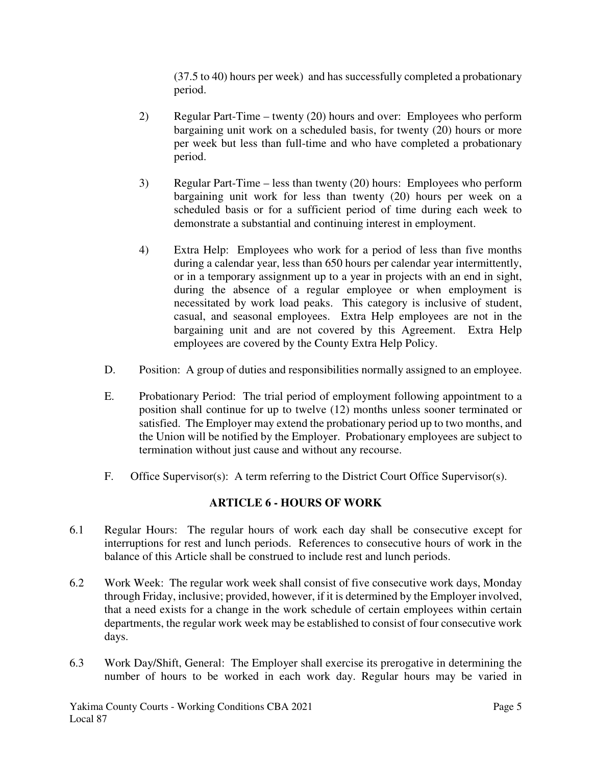(37.5 to 40) hours per week) and has successfully completed a probationary period.

2) Regular Part-Time – twenty (20) hours and over: Employees who perform bargaining unit work on a scheduled basis, for twenty (20) hours or more per week but less than full-time and who have completed a probationary period.

3) Regular Part-Time – less than twenty (20) hours: Employees who perform bargaining unit work for less than twenty (20) hours per week on a scheduled basis or for a sufficient period of time during each week to demonstrate a substantial and continuing interest in employment.

4) Extra Help: Employees who work for a period of less than five months during a calendar year, less than 650 hours per calendar year intermittently, or in a temporary assignment up to a year in projects with an end in sight, during the absence of a regular employee or when employment is necessitated by work load peaks. This category is inclusive of student, casual, and seasonal employees. Extra Help employees are not in the bargaining unit and are not covered by this Agreement. Extra Help employees are covered by the County Extra Help Policy.

D. Position: A group of duties and responsibilities normally assigned to an employee.

E. Probationary Period: The trial period of employment following appointment to a position shall continue for up to twelve (12) months unless sooner terminated or satisfied. The Employer may extend the probationary period up to two months, and the Union will be notified by the Employer. Probationary employees are subject to termination without just cause and without any recourse.

F. Office Supervisor(s): A term referring to the District Court Office Supervisor(s).

## ARTICLE 6 - HOURS OF WORK

6.1 Regular Hours: The regular hours of work each day shall be consecutive except for interruptions for rest and lunch periods. References to consecutive hours of work in the balance of this Article shall be construed to include rest and lunch periods.

6.2 Work Week: The regular work week shall consist of five consecutive work days, Monday through Friday, inclusive; provided, however, if it is determined by the Employer involved, that a need exists for a change in the work schedule of certain employees within certain departments, the regular work week may be established to consist of four consecutive work days.

6.3 Work Day/Shift, General: The Employer shall exercise its prerogative in determining the number of hours to be worked in each work day. Regular hours may be varied in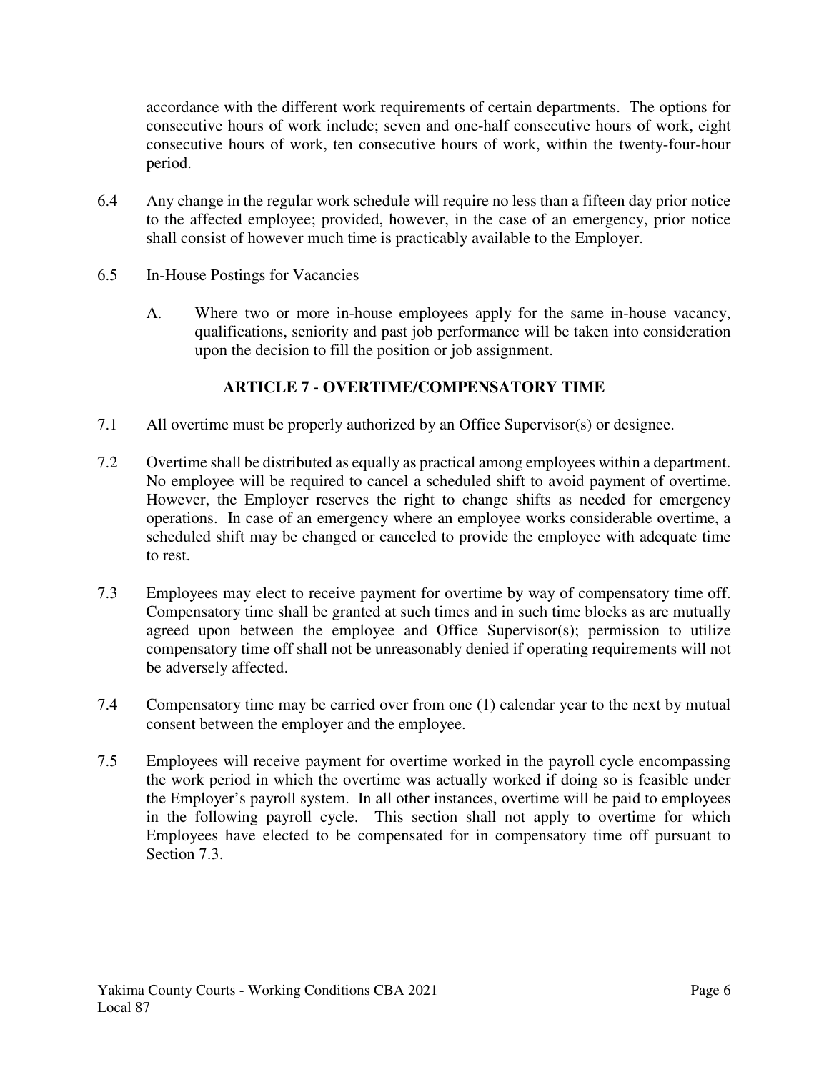accordance with the different work requirements of certain departments. The options for consecutive hours of work include; seven and one-half consecutive hours of work, eight consecutive hours of work, ten consecutive hours of work, within the twenty-four-hour period.

6.4 Any change in the regular work schedule will require no less than a fifteen day prior notice to the affected employee; provided, however, in the case of an emergency, prior notice shall consist of however much time is practicably available to the Employer.

6.5 In-House Postings for Vacancies

A. Where two or more in-house employees apply for the same in-house vacancy, qualifications, seniority and past job performance will be taken into consideration upon the decision to fill the position or job assignment.

## ARTICLE 7 - OVERTIME/COMPENSATORY TIME

7.1 All overtime must be properly authorized by an Office Supervisor(s) or designee.

7.2 Overtime shall be distributed as equally as practical among employees within a department. No employee will be required to cancel a scheduled shift to avoid payment of overtime. However, the Employer reserves the right to change shifts as needed for emergency operations. In case of an emergency where an employee works considerable overtime, a scheduled shift may be changed or canceled to provide the employee with adequate time to rest.

7.3 Employees may elect to receive payment for overtime by way of compensatory time off. Compensatory time shall be granted at such times and in such time blocks as are mutually agreed upon between the employee and Office Supervisor(s); permission to utilize compensatory time off shall not be unreasonably denied if operating requirements will not be adversely affected.

7.4 Compensatory time may be carried over from one (1) calendar year to the next by mutual consent between the employer and the employee.

7.5 Employees will receive payment for overtime worked in the payroll cycle encompassing the work period in which the overtime was actually worked if doing so is feasible under the Employer's payroll system. In all other instances, overtime will be paid to employees in the following payroll cycle. This section shall not apply to overtime for which Employees have elected to be compensated for in compensatory time off pursuant to Section 7.3.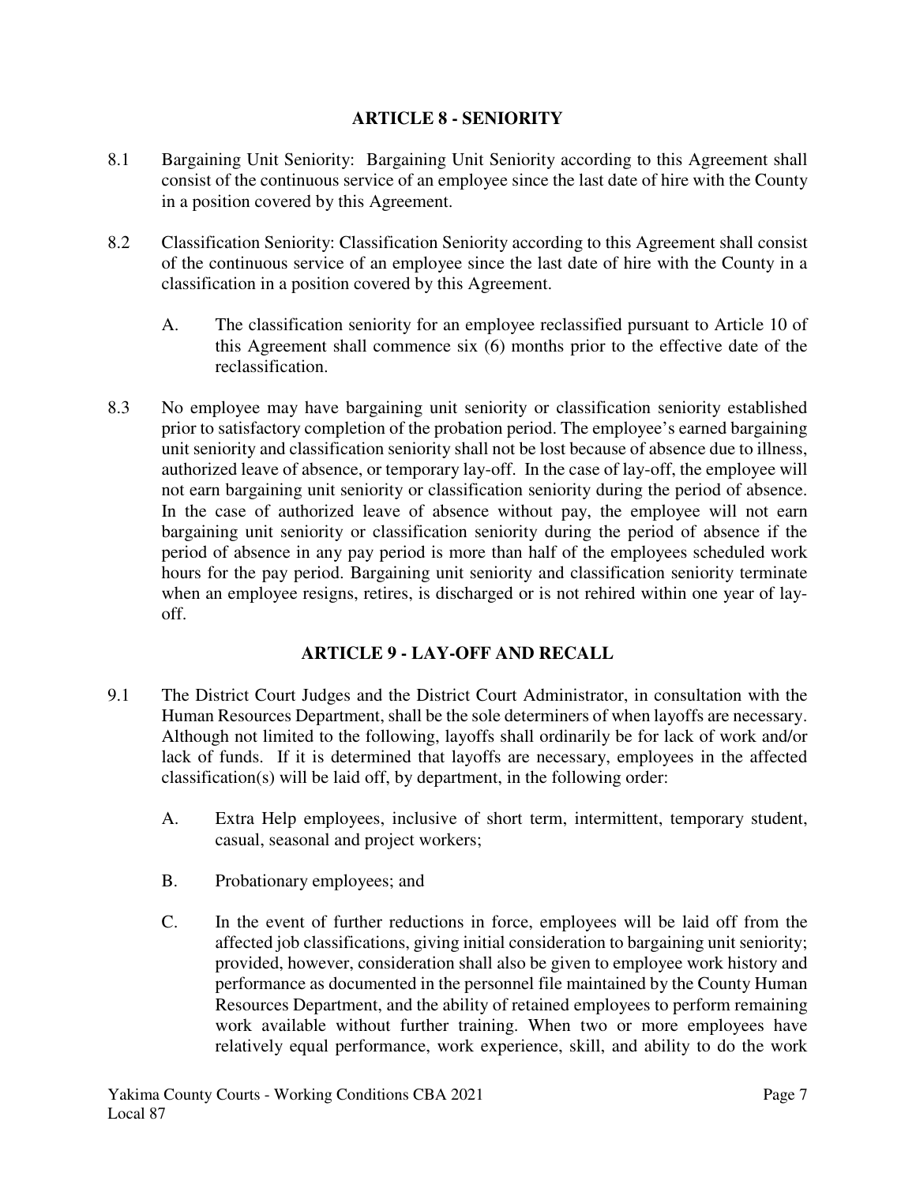## ARTICLE 8 - SENIORITY

8.1 Bargaining Unit Seniority: Bargaining Unit Seniority according to this Agreement shall consist of the continuous service of an employee since the last date of hire with the County in a position covered by this Agreement.

8.2 Classification Seniority: Classification Seniority according to this Agreement shall consist of the continuous service of an employee since the last date of hire with the County in a classification in a position covered by this Agreement.

   A. The classification seniority for an employee reclassified pursuant to Article 10 of this Agreement shall commence six (6) months prior to the effective date of the reclassification.

8.3 No employee may have bargaining unit seniority or classification seniority established prior to satisfactory completion of the probation period. The employee's earned bargaining unit seniority and classification seniority shall not be lost because of absence due to illness, authorized leave of absence, or temporary lay-off. In the case of lay-off, the employee will not earn bargaining unit seniority or classification seniority during the period of absence. In the case of authorized leave of absence without pay, the employee will not earn bargaining unit seniority or classification seniority during the period of absence if the period of absence in any pay period is more than half of the employees scheduled work hours for the pay period. Bargaining unit seniority and classification seniority terminate when an employee resigns, retires, is discharged or is not rehired within one year of lay-off.

## ARTICLE 9 - LAY-OFF AND RECALL

9.1 The District Court Judges and the District Court Administrator, in consultation with the Human Resources Department, shall be the sole determiners of when layoffs are necessary. Although not limited to the following, layoffs shall ordinarily be for lack of work and/or lack of funds. If it is determined that layoffs are necessary, employees in the affected classification(s) will be laid off, by department, in the following order:

   A. Extra Help employees, inclusive of short term, intermittent, temporary student, casual, seasonal and project workers;

   B. Probationary employees; and

   C. In the event of further reductions in force, employees will be laid off from the affected job classifications, giving initial consideration to bargaining unit seniority; provided, however, consideration shall also be given to employee work history and performance as documented in the personnel file maintained by the County Human Resources Department, and the ability of retained employees to perform remaining work available without further training. When two or more employees have relatively equal performance, work experience, skill, and ability to do the work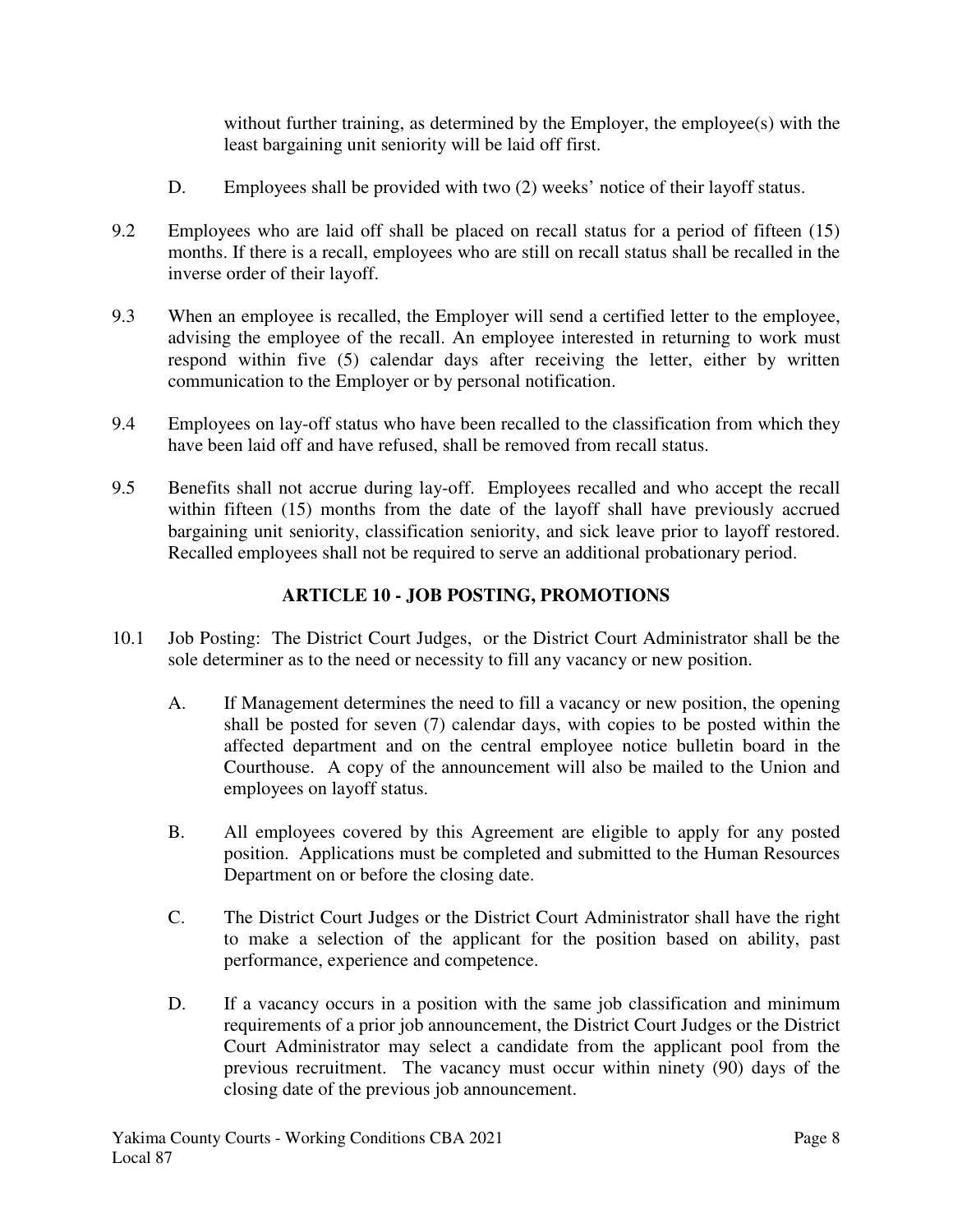without further training, as determined by the Employer, the employee(s) with the least bargaining unit seniority will be laid off first.

D. Employees shall be provided with two (2) weeks' notice of their layoff status.

9.2 Employees who are laid off shall be placed on recall status for a period of fifteen (15) months. If there is a recall, employees who are still on recall status shall be recalled in the inverse order of their layoff.

9.3 When an employee is recalled, the Employer will send a certified letter to the employee, advising the employee of the recall. An employee interested in returning to work must respond within five (5) calendar days after receiving the letter, either by written communication to the Employer or by personal notification.

9.4 Employees on lay-off status who have been recalled to the classification from which they have been laid off and have refused, shall be removed from recall status.

9.5 Benefits shall not accrue during lay-off. Employees recalled and who accept the recall within fifteen (15) months from the date of the layoff shall have previously accrued bargaining unit seniority, classification seniority, and sick leave prior to layoff restored. Recalled employees shall not be required to serve an additional probationary period.

## ARTICLE 10 - JOB POSTING, PROMOTIONS

10.1 Job Posting: The District Court Judges, or the District Court Administrator shall be the sole determiner as to the need or necessity to fill any vacancy or new position.

A. If Management determines the need to fill a vacancy or new position, the opening shall be posted for seven (7) calendar days, with copies to be posted within the affected department and on the central employee notice bulletin board in the Courthouse. A copy of the announcement will also be mailed to the Union and employees on layoff status.

B. All employees covered by this Agreement are eligible to apply for any posted position. Applications must be completed and submitted to the Human Resources Department on or before the closing date.

C. The District Court Judges or the District Court Administrator shall have the right to make a selection of the applicant for the position based on ability, past performance, experience and competence.

D. If a vacancy occurs in a position with the same job classification and minimum requirements of a prior job announcement, the District Court Judges or the District Court Administrator may select a candidate from the applicant pool from the previous recruitment. The vacancy must occur within ninety (90) days of the closing date of the previous job announcement.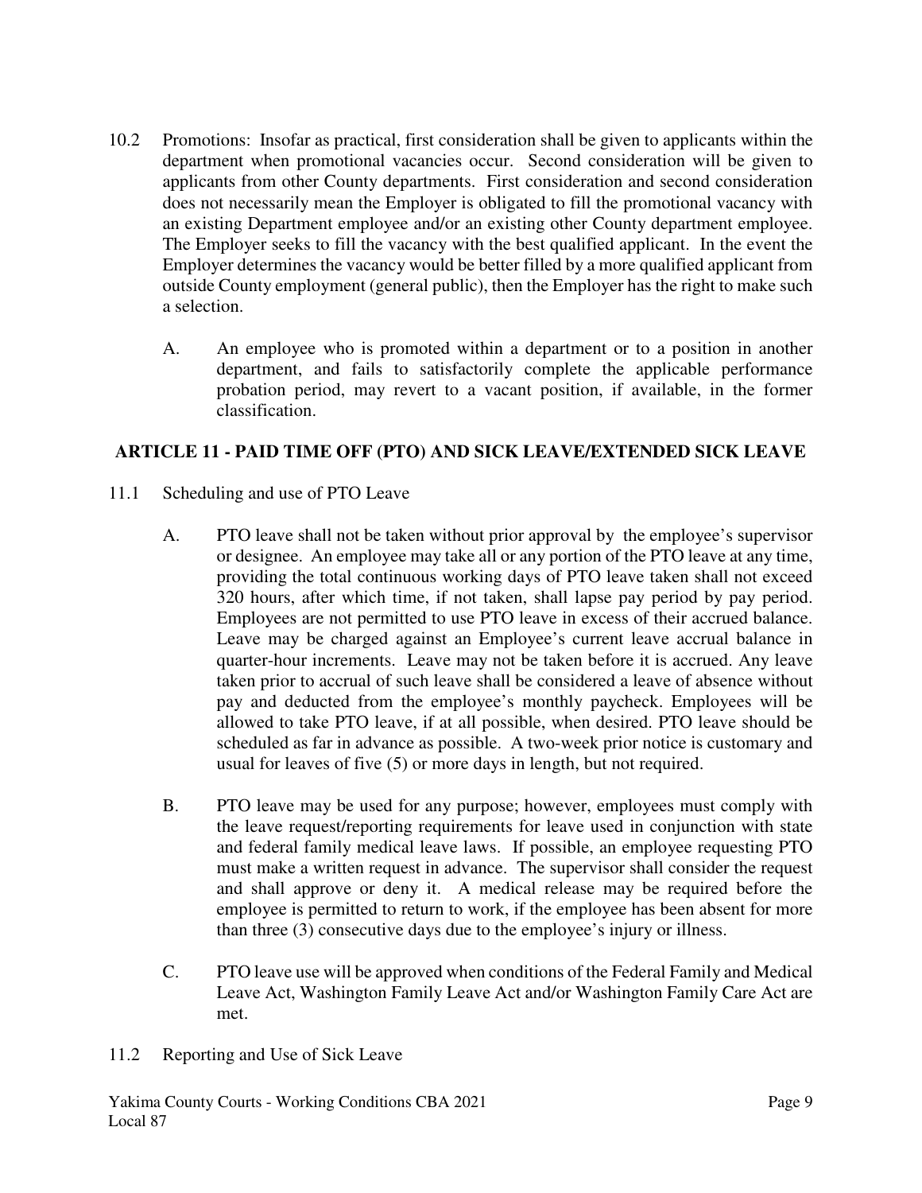10.2 Promotions: Insofar as practical, first consideration shall be given to applicants within the department when promotional vacancies occur. Second consideration will be given to applicants from other County departments. First consideration and second consideration does not necessarily mean the Employer is obligated to fill the promotional vacancy with an existing Department employee and/or an existing other County department employee. The Employer seeks to fill the vacancy with the best qualified applicant. In the event the Employer determines the vacancy would be better filled by a more qualified applicant from outside County employment (general public), then the Employer has the right to make such a selection.

A. An employee who is promoted within a department or to a position in another department, and fails to satisfactorily complete the applicable performance probation period, may revert to a vacant position, if available, in the former classification.

## ARTICLE 11 - PAID TIME OFF (PTO) AND SICK LEAVE/EXTENDED SICK LEAVE

11.1 Scheduling and use of PTO Leave

A. PTO leave shall not be taken without prior approval by the employee's supervisor or designee. An employee may take all or any portion of the PTO leave at any time, providing the total continuous working days of PTO leave taken shall not exceed 320 hours, after which time, if not taken, shall lapse pay period by pay period. Employees are not permitted to use PTO leave in excess of their accrued balance. Leave may be charged against an Employee's current leave accrual balance in quarter-hour increments. Leave may not be taken before it is accrued. Any leave taken prior to accrual of such leave shall be considered a leave of absence without pay and deducted from the employee's monthly paycheck. Employees will be allowed to take PTO leave, if at all possible, when desired. PTO leave should be scheduled as far in advance as possible. A two-week prior notice is customary and usual for leaves of five (5) or more days in length, but not required.

B. PTO leave may be used for any purpose; however, employees must comply with the leave request/reporting requirements for leave used in conjunction with state and federal family medical leave laws. If possible, an employee requesting PTO must make a written request in advance. The supervisor shall consider the request and shall approve or deny it. A medical release may be required before the employee is permitted to return to work, if the employee has been absent for more than three (3) consecutive days due to the employee's injury or illness.

C. PTO leave use will be approved when conditions of the Federal Family and Medical Leave Act, Washington Family Leave Act and/or Washington Family Care Act are met.

11.2 Reporting and Use of Sick Leave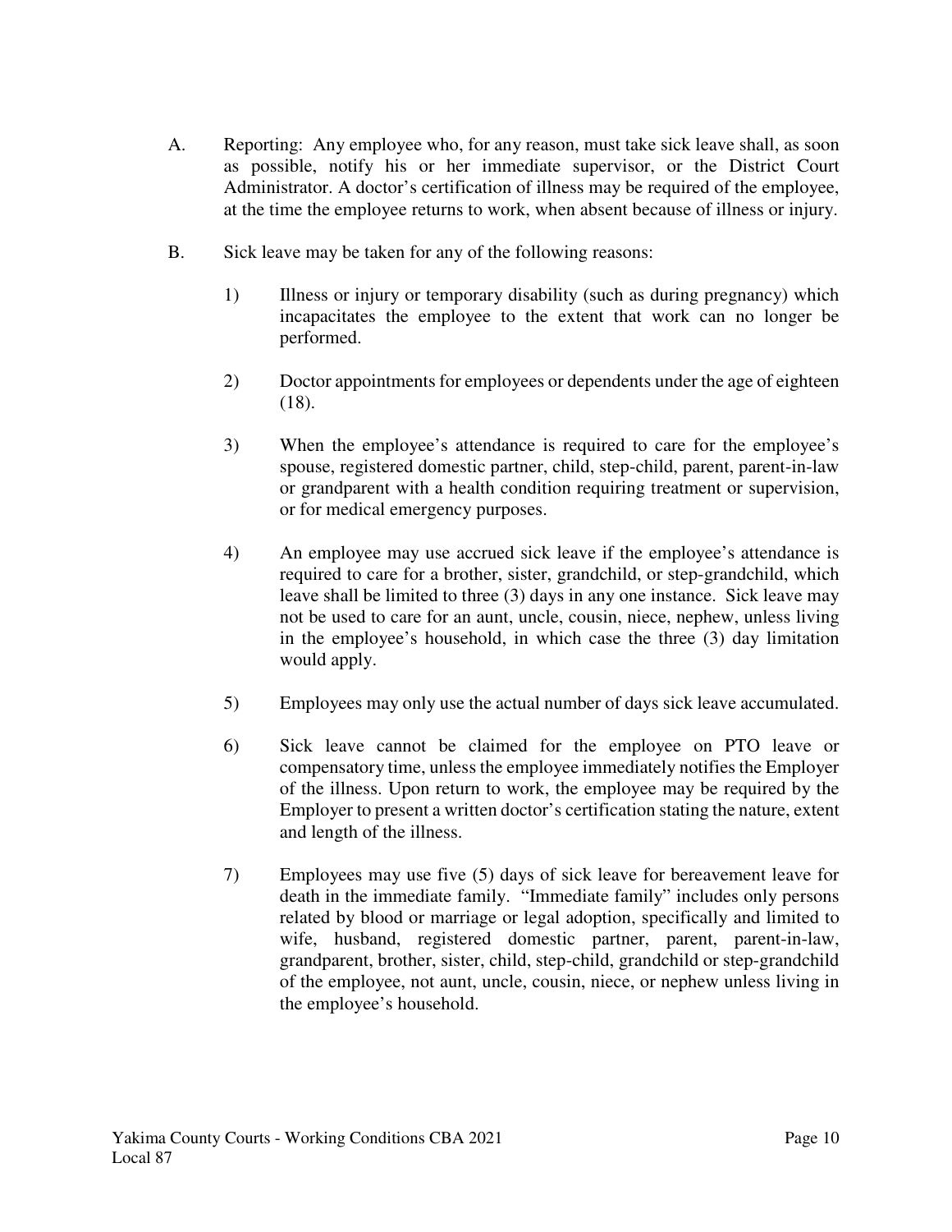A. Reporting: Any employee who, for any reason, must take sick leave shall, as soon as possible, notify his or her immediate supervisor, or the District Court Administrator. A doctor's certification of illness may be required of the employee, at the time the employee returns to work, when absent because of illness or injury.

B. Sick leave may be taken for any of the following reasons:

   1) Illness or injury or temporary disability (such as during pregnancy) which incapacitates the employee to the extent that work can no longer be performed.

   2) Doctor appointments for employees or dependents under the age of eighteen (18).

   3) When the employee's attendance is required to care for the employee's spouse, registered domestic partner, child, step-child, parent, parent-in-law or grandparent with a health condition requiring treatment or supervision, or for medical emergency purposes.

   4) An employee may use accrued sick leave if the employee's attendance is required to care for a brother, sister, grandchild, or step-grandchild, which leave shall be limited to three (3) days in any one instance. Sick leave may not be used to care for an aunt, uncle, cousin, niece, nephew, unless living in the employee's household, in which case the three (3) day limitation would apply.

   5) Employees may only use the actual number of days sick leave accumulated.

   6) Sick leave cannot be claimed for the employee on PTO leave or compensatory time, unless the employee immediately notifies the Employer of the illness. Upon return to work, the employee may be required by the Employer to present a written doctor's certification stating the nature, extent and length of the illness.

   7) Employees may use five (5) days of sick leave for bereavement leave for death in the immediate family. "Immediate family" includes only persons related by blood or marriage or legal adoption, specifically and limited to wife, husband, registered domestic partner, parent, parent-in-law, grandparent, brother, sister, child, step-child, grandchild or step-grandchild of the employee, not aunt, uncle, cousin, niece, or nephew unless living in the employee's household.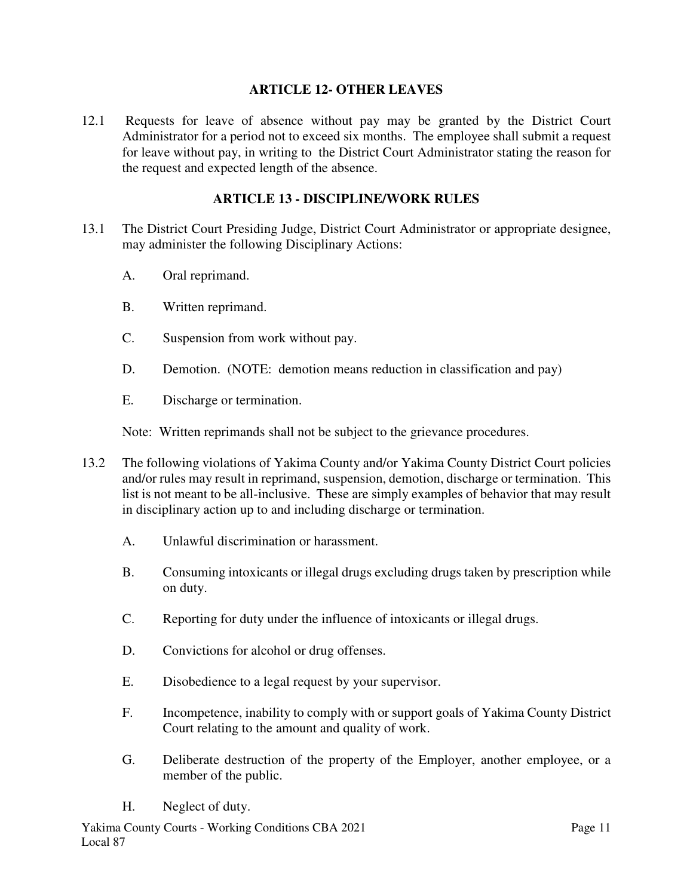## ARTICLE 12- OTHER LEAVES

12.1 Requests for leave of absence without pay may be granted by the District Court Administrator for a period not to exceed six months. The employee shall submit a request for leave without pay, in writing to the District Court Administrator stating the reason for the request and expected length of the absence.

## ARTICLE 13 - DISCIPLINE/WORK RULES

13.1 The District Court Presiding Judge, District Court Administrator or appropriate designee, may administer the following Disciplinary Actions:

A. Oral reprimand.

B. Written reprimand.

C. Suspension from work without pay.

D. Demotion. (NOTE: demotion means reduction in classification and pay)

E. Discharge or termination.

Note: Written reprimands shall not be subject to the grievance procedures.

13.2 The following violations of Yakima County and/or Yakima County District Court policies and/or rules may result in reprimand, suspension, demotion, discharge or termination. This list is not meant to be all-inclusive. These are simply examples of behavior that may result in disciplinary action up to and including discharge or termination.

A. Unlawful discrimination or harassment.

B. Consuming intoxicants or illegal drugs excluding drugs taken by prescription while on duty.

C. Reporting for duty under the influence of intoxicants or illegal drugs.

D. Convictions for alcohol or drug offenses.

E. Disobedience to a legal request by your supervisor.

F. Incompetence, inability to comply with or support goals of Yakima County District Court relating to the amount and quality of work.

G. Deliberate destruction of the property of the Employer, another employee, or a member of the public.

H. Neglect of duty.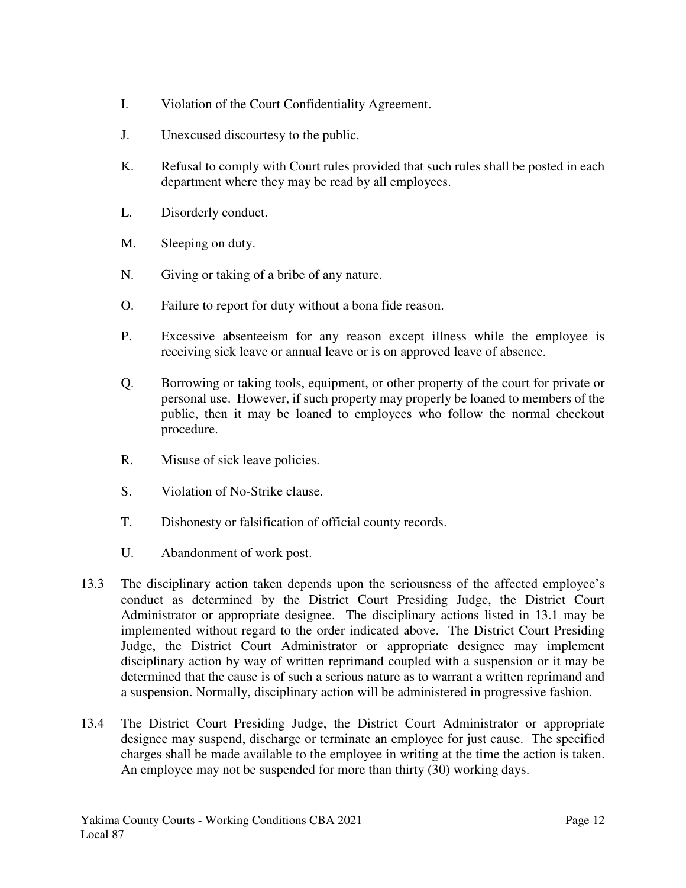I. Violation of the Court Confidentiality Agreement.

J. Unexcused discourtesy to the public.

K. Refusal to comply with Court rules provided that such rules shall be posted in each department where they may be read by all employees.

L. Disorderly conduct.

M. Sleeping on duty.

N. Giving or taking of a bribe of any nature.

O. Failure to report for duty without a bona fide reason.

P. Excessive absenteeism for any reason except illness while the employee is receiving sick leave or annual leave or is on approved leave of absence.

Q. Borrowing or taking tools, equipment, or other property of the court for private or personal use. However, if such property may properly be loaned to members of the public, then it may be loaned to employees who follow the normal checkout procedure.

R. Misuse of sick leave policies.

S. Violation of No-Strike clause.

T. Dishonesty or falsification of official county records.

U. Abandonment of work post.

13.3 The disciplinary action taken depends upon the seriousness of the affected employee's conduct as determined by the District Court Presiding Judge, the District Court Administrator or appropriate designee. The disciplinary actions listed in 13.1 may be implemented without regard to the order indicated above. The District Court Presiding Judge, the District Court Administrator or appropriate designee may implement disciplinary action by way of written reprimand coupled with a suspension or it may be determined that the cause is of such a serious nature as to warrant a written reprimand and a suspension. Normally, disciplinary action will be administered in progressive fashion.

13.4 The District Court Presiding Judge, the District Court Administrator or appropriate designee may suspend, discharge or terminate an employee for just cause. The specified charges shall be made available to the employee in writing at the time the action is taken. An employee may not be suspended for more than thirty (30) working days.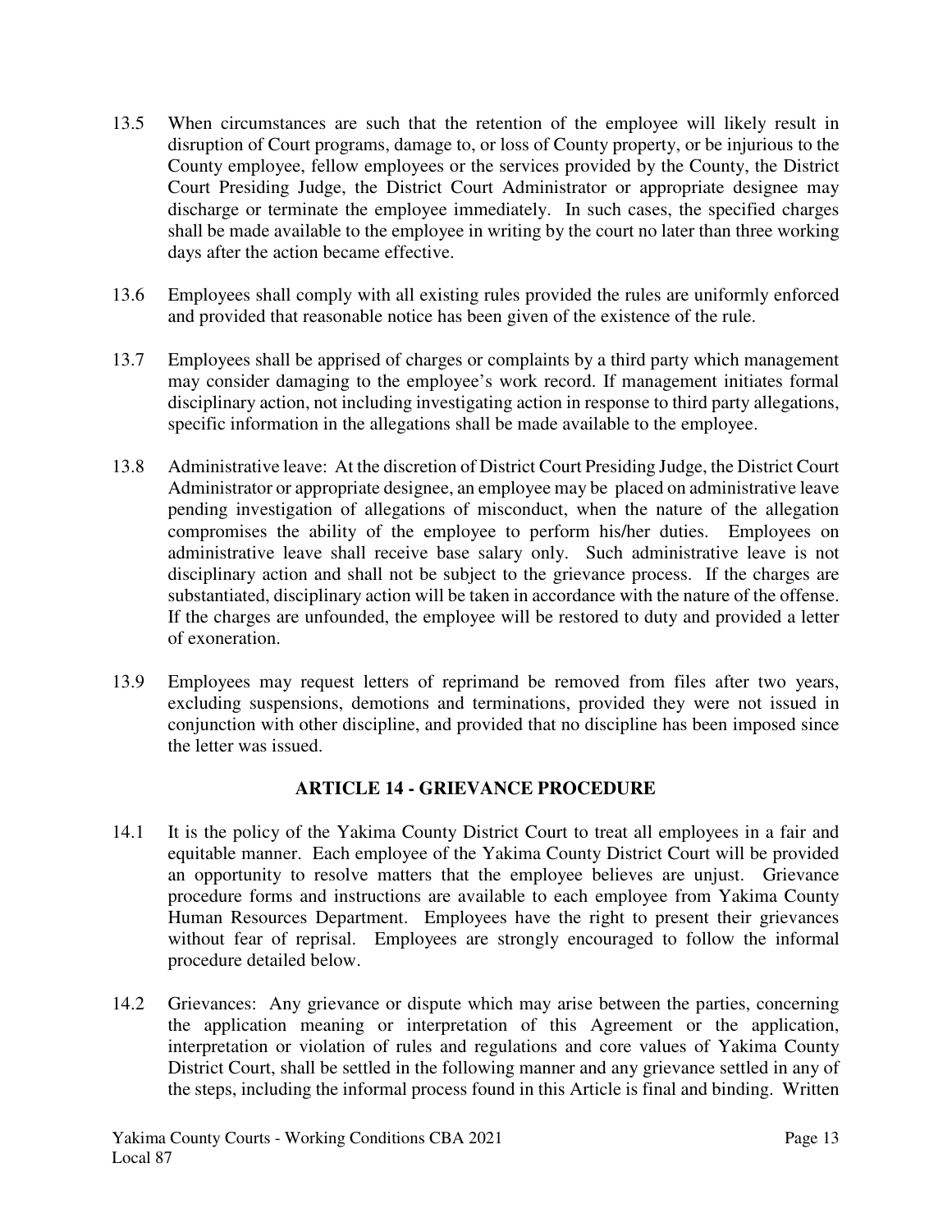13.5 When circumstances are such that the retention of the employee will likely result in disruption of Court programs, damage to, or loss of County property, or be injurious to the County employee, fellow employees or the services provided by the County, the District Court Presiding Judge, the District Court Administrator or appropriate designee may discharge or terminate the employee immediately. In such cases, the specified charges shall be made available to the employee in writing by the court no later than three working days after the action became effective.

13.6 Employees shall comply with all existing rules provided the rules are uniformly enforced and provided that reasonable notice has been given of the existence of the rule.

13.7 Employees shall be apprised of charges or complaints by a third party which management may consider damaging to the employee's work record. If management initiates formal disciplinary action, not including investigating action in response to third party allegations, specific information in the allegations shall be made available to the employee.

13.8 Administrative leave: At the discretion of District Court Presiding Judge, the District Court Administrator or appropriate designee, an employee may be placed on administrative leave pending investigation of allegations of misconduct, when the nature of the allegation compromises the ability of the employee to perform his/her duties. Employees on administrative leave shall receive base salary only. Such administrative leave is not disciplinary action and shall not be subject to the grievance process. If the charges are substantiated, disciplinary action will be taken in accordance with the nature of the offense. If the charges are unfounded, the employee will be restored to duty and provided a letter of exoneration.

13.9 Employees may request letters of reprimand be removed from files after two years, excluding suspensions, demotions and terminations, provided they were not issued in conjunction with other discipline, and provided that no discipline has been imposed since the letter was issued.

## ARTICLE 14 - GRIEVANCE PROCEDURE

14.1 It is the policy of the Yakima County District Court to treat all employees in a fair and equitable manner. Each employee of the Yakima County District Court will be provided an opportunity to resolve matters that the employee believes are unjust. Grievance procedure forms and instructions are available to each employee from Yakima County Human Resources Department. Employees have the right to present their grievances without fear of reprisal. Employees are strongly encouraged to follow the informal procedure detailed below.

14.2 Grievances: Any grievance or dispute which may arise between the parties, concerning the application meaning or interpretation of this Agreement or the application, interpretation or violation of rules and regulations and core values of Yakima County District Court, shall be settled in the following manner and any grievance settled in any of the steps, including the informal process found in this Article is final and binding. Written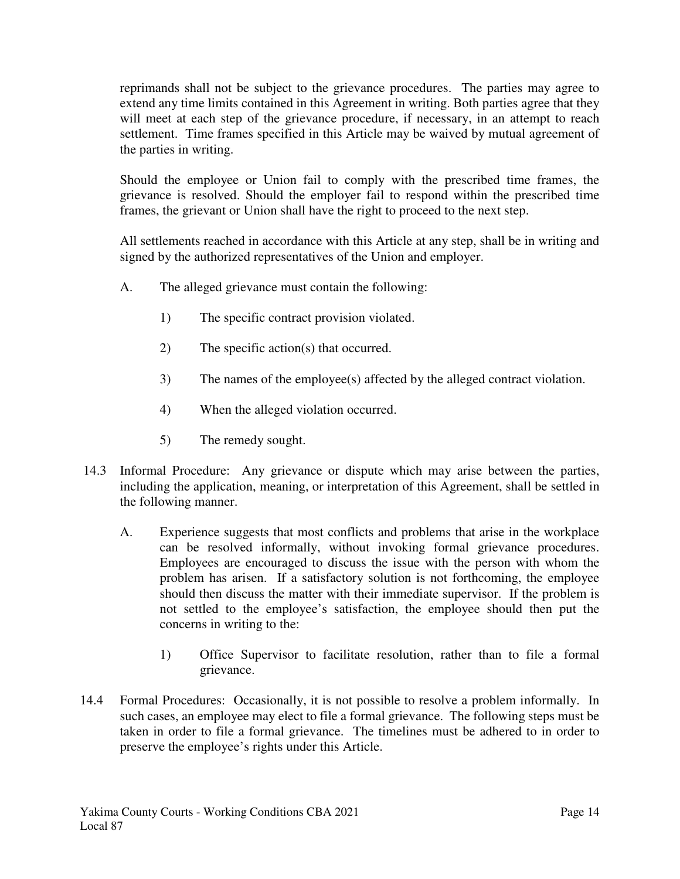reprimands shall not be subject to the grievance procedures. The parties may agree to extend any time limits contained in this Agreement in writing. Both parties agree that they will meet at each step of the grievance procedure, if necessary, in an attempt to reach settlement. Time frames specified in this Article may be waived by mutual agreement of the parties in writing.

Should the employee or Union fail to comply with the prescribed time frames, the grievance is resolved. Should the employer fail to respond within the prescribed time frames, the grievant or Union shall have the right to proceed to the next step.

All settlements reached in accordance with this Article at any step, shall be in writing and signed by the authorized representatives of the Union and employer.

A. The alleged grievance must contain the following:

   1) The specific contract provision violated.

   2) The specific action(s) that occurred.

   3) The names of the employee(s) affected by the alleged contract violation.

   4) When the alleged violation occurred.

   5) The remedy sought.

14.3 Informal Procedure: Any grievance or dispute which may arise between the parties, including the application, meaning, or interpretation of this Agreement, shall be settled in the following manner.

A. Experience suggests that most conflicts and problems that arise in the workplace can be resolved informally, without invoking formal grievance procedures. Employees are encouraged to discuss the issue with the person with whom the problem has arisen. If a satisfactory solution is not forthcoming, the employee should then discuss the matter with their immediate supervisor. If the problem is not settled to the employee's satisfaction, the employee should then put the concerns in writing to the:

   1) Office Supervisor to facilitate resolution, rather than to file a formal grievance.

14.4 Formal Procedures: Occasionally, it is not possible to resolve a problem informally. In such cases, an employee may elect to file a formal grievance. The following steps must be taken in order to file a formal grievance. The timelines must be adhered to in order to preserve the employee's rights under this Article.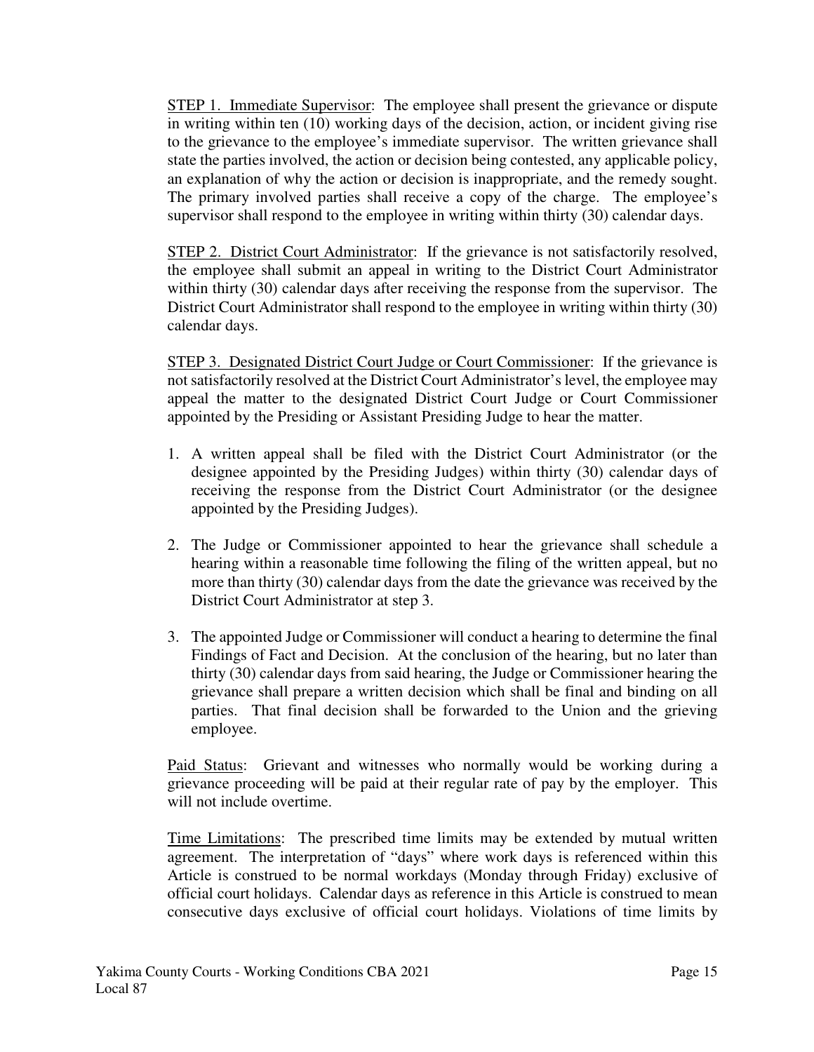STEP 1. Immediate Supervisor: The employee shall present the grievance or dispute in writing within ten (10) working days of the decision, action, or incident giving rise to the grievance to the employee's immediate supervisor. The written grievance shall state the parties involved, the action or decision being contested, any applicable policy, an explanation of why the action or decision is inappropriate, and the remedy sought. The primary involved parties shall receive a copy of the charge. The employee's supervisor shall respond to the employee in writing within thirty (30) calendar days.

STEP 2. District Court Administrator: If the grievance is not satisfactorily resolved, the employee shall submit an appeal in writing to the District Court Administrator within thirty (30) calendar days after receiving the response from the supervisor. The District Court Administrator shall respond to the employee in writing within thirty (30) calendar days.

STEP 3. Designated District Court Judge or Court Commissioner: If the grievance is not satisfactorily resolved at the District Court Administrator's level, the employee may appeal the matter to the designated District Court Judge or Court Commissioner appointed by the Presiding or Assistant Presiding Judge to hear the matter.

1. A written appeal shall be filed with the District Court Administrator (or the designee appointed by the Presiding Judges) within thirty (30) calendar days of receiving the response from the District Court Administrator (or the designee appointed by the Presiding Judges).

2. The Judge or Commissioner appointed to hear the grievance shall schedule a hearing within a reasonable time following the filing of the written appeal, but no more than thirty (30) calendar days from the date the grievance was received by the District Court Administrator at step 3.

3. The appointed Judge or Commissioner will conduct a hearing to determine the final Findings of Fact and Decision. At the conclusion of the hearing, but no later than thirty (30) calendar days from said hearing, the Judge or Commissioner hearing the grievance shall prepare a written decision which shall be final and binding on all parties. That final decision shall be forwarded to the Union and the grieving employee.

Paid Status: Grievant and witnesses who normally would be working during a grievance proceeding will be paid at their regular rate of pay by the employer. This will not include overtime.

Time Limitations: The prescribed time limits may be extended by mutual written agreement. The interpretation of "days" where work days is referenced within this Article is construed to be normal workdays (Monday through Friday) exclusive of official court holidays. Calendar days as reference in this Article is construed to mean consecutive days exclusive of official court holidays. Violations of time limits by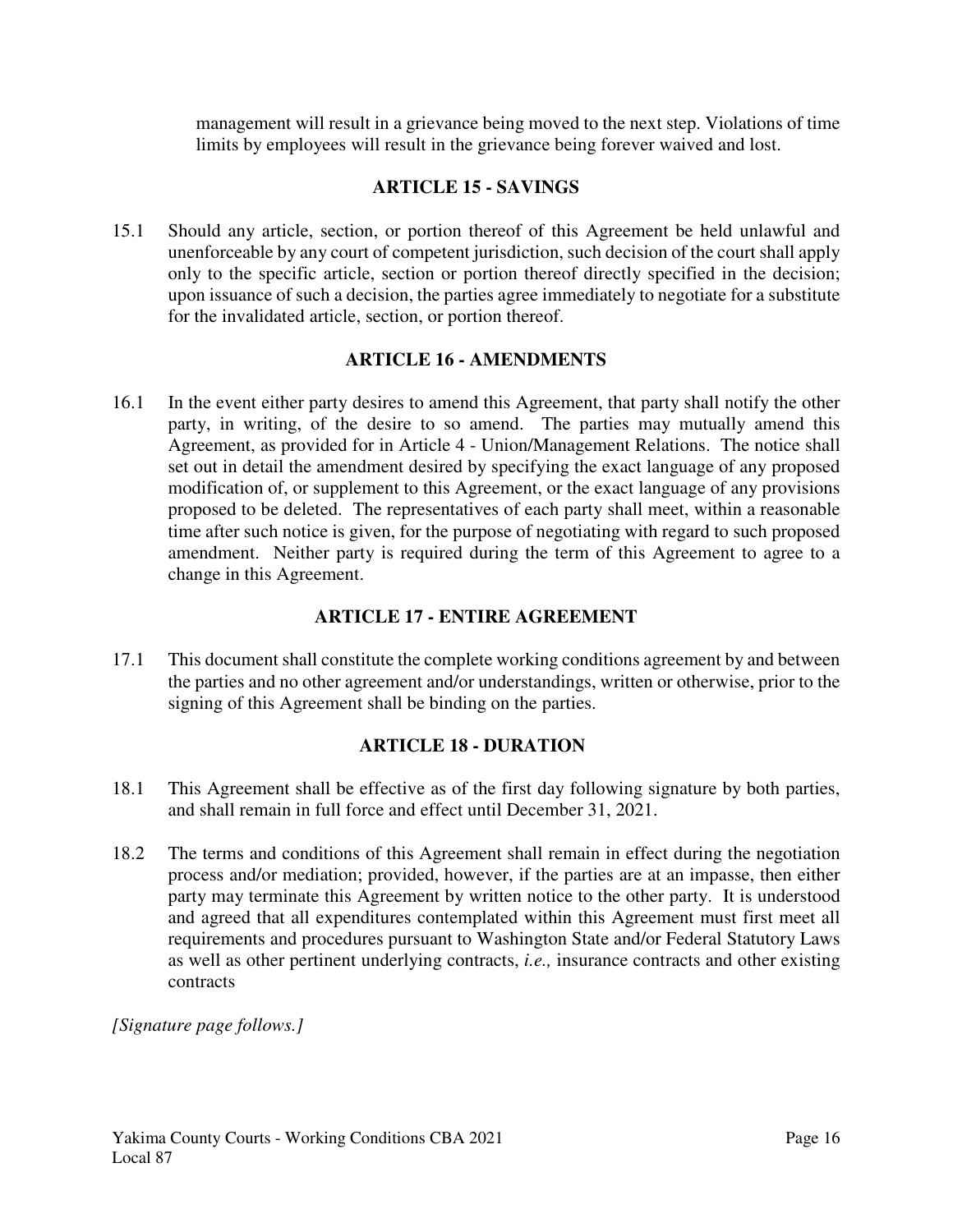management will result in a grievance being moved to the next step. Violations of time limits by employees will result in the grievance being forever waived and lost.

## ARTICLE 15 - SAVINGS

15.1 Should any article, section, or portion thereof of this Agreement be held unlawful and unenforceable by any court of competent jurisdiction, such decision of the court shall apply only to the specific article, section or portion thereof directly specified in the decision; upon issuance of such a decision, the parties agree immediately to negotiate for a substitute for the invalidated article, section, or portion thereof.

## ARTICLE 16 - AMENDMENTS

16.1 In the event either party desires to amend this Agreement, that party shall notify the other party, in writing, of the desire to so amend. The parties may mutually amend this Agreement, as provided for in Article 4 - Union/Management Relations. The notice shall set out in detail the amendment desired by specifying the exact language of any proposed modification of, or supplement to this Agreement, or the exact language of any provisions proposed to be deleted. The representatives of each party shall meet, within a reasonable time after such notice is given, for the purpose of negotiating with regard to such proposed amendment. Neither party is required during the term of this Agreement to agree to a change in this Agreement.

## ARTICLE 17 - ENTIRE AGREEMENT

17.1 This document shall constitute the complete working conditions agreement by and between the parties and no other agreement and/or understandings, written or otherwise, prior to the signing of this Agreement shall be binding on the parties.

## ARTICLE 18 - DURATION

18.1 This Agreement shall be effective as of the first day following signature by both parties, and shall remain in full force and effect until December 31, 2021.

18.2 The terms and conditions of this Agreement shall remain in effect during the negotiation process and/or mediation; provided, however, if the parties are at an impasse, then either party may terminate this Agreement by written notice to the other party. It is understood and agreed that all expenditures contemplated within this Agreement must first meet all requirements and procedures pursuant to Washington State and/or Federal Statutory Laws as well as other pertinent underlying contracts, *i.e.,* insurance contracts and other existing contracts

*[Signature page follows.]*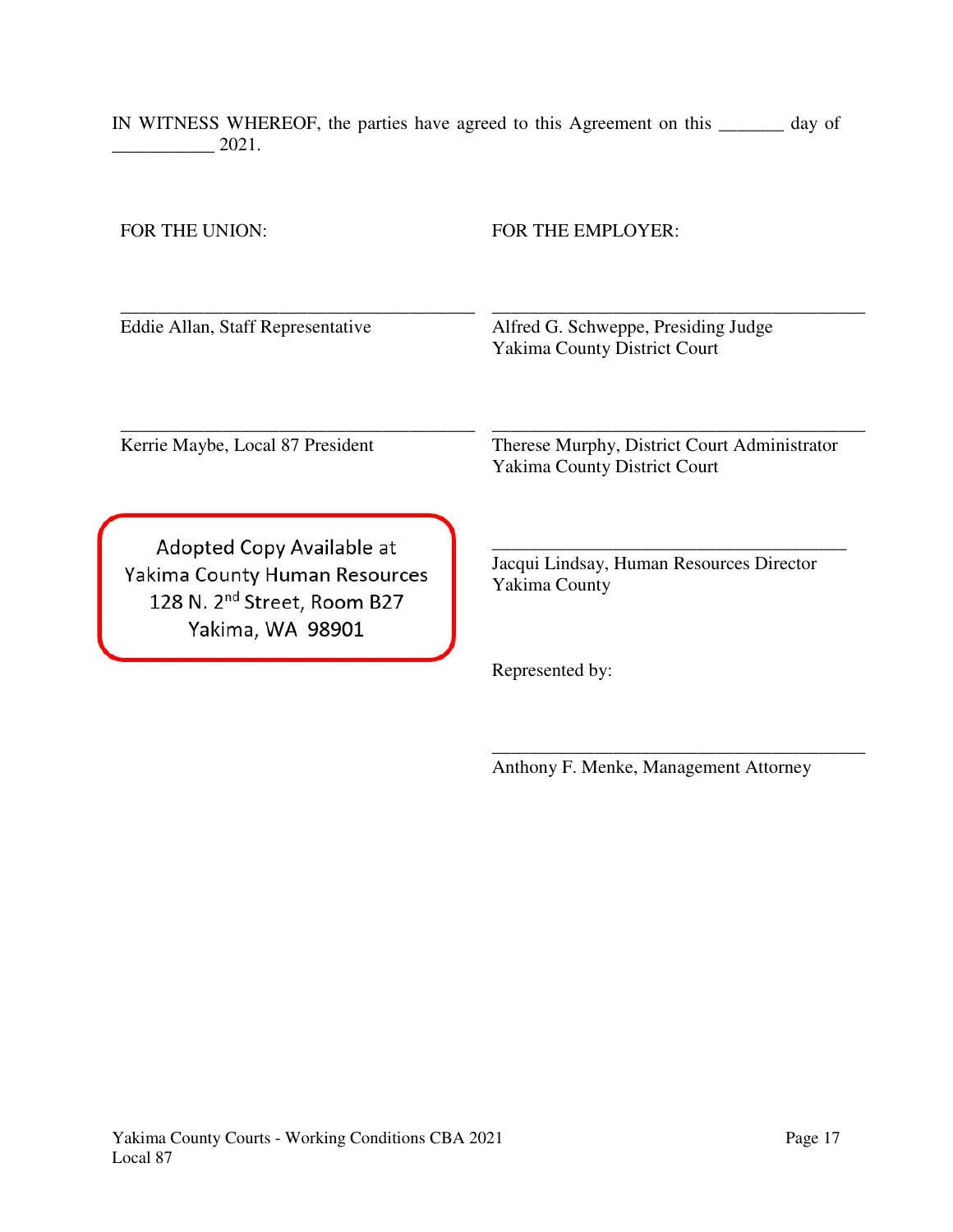IN WITNESS WHEREOF, the parties have agreed to this Agreement on this _______ day of ___________ 2021.

FOR THE UNION:

_______________________________________
Eddie Allan, Staff Representative

_______________________________________
Kerrie Maybe, Local 87 President

Adopted Copy Available at
Yakima County Human Resources
128 N. 2nd Street, Room B27
Yakima, WA 98901

FOR THE EMPLOYER:

_______________________________________
Alfred G. Schweppe, Presiding Judge
Yakima County District Court

_______________________________________
Therese Murphy, District Court Administrator
Yakima County District Court

_______________________________________
Jacqui Lindsay, Human Resources Director
Yakima County

Represented by:

_______________________________________
Anthony F. Menke, Management Attorney